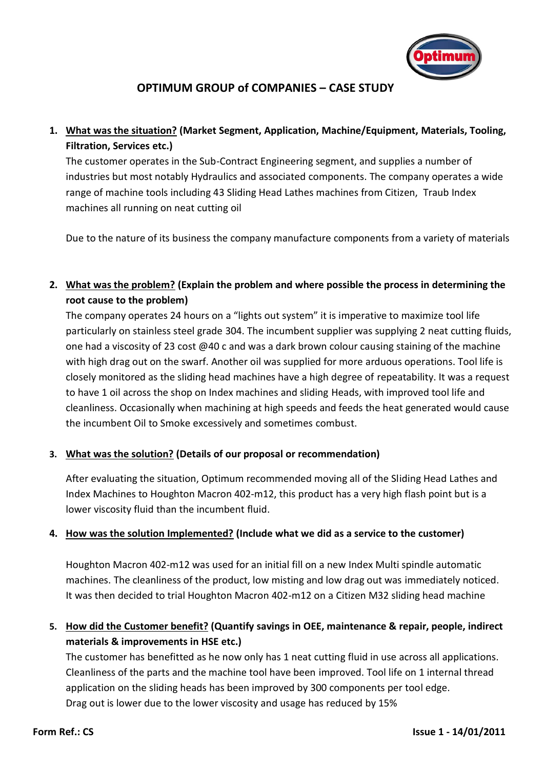# OPTIMUM GROUP of COMPANIES – CASE STUDY

1. **What was the situation? (Market Segment, Application, Machine/Equipment, Materials, Tooling, Filtration, Services etc.)**

   The customer operates in the Sub-Contract Engineering segment, and supplies a number of industries but most notably Hydraulics and associated components. The company operates a wide range of machine tools including 43 Sliding Head Lathes machines from Citizen, Traub Index machines all running on neat cutting oil

   Due to the nature of its business the company manufacture components from a variety of materials

2. **What was the problem? (Explain the problem and where possible the process in determining the root cause to the problem)**

   The company operates 24 hours on a "lights out system" it is imperative to maximize tool life particularly on stainless steel grade 304. The incumbent supplier was supplying 2 neat cutting fluids, one had a viscosity of 23 cost @40 c and was a dark brown colour causing staining of the machine with high drag out on the swarf. Another oil was supplied for more arduous operations. Tool life is closely monitored as the sliding head machines have a high degree of repeatability. It was a request to have 1 oil across the shop on Index machines and sliding Heads, with improved tool life and cleanliness. Occasionally when machining at high speeds and feeds the heat generated would cause the incumbent Oil to Smoke excessively and sometimes combust.

3. **What was the solution? (Details of our proposal or recommendation)**

   After evaluating the situation, Optimum recommended moving all of the Sliding Head Lathes and Index Machines to Houghton Macron 402-m12, this product has a very high flash point but is a lower viscosity fluid than the incumbent fluid.

4. **How was the solution Implemented? (Include what we did as a service to the customer)**

   Houghton Macron 402-m12 was used for an initial fill on a new Index Multi spindle automatic machines. The cleanliness of the product, low misting and low drag out was immediately noticed. It was then decided to trial Houghton Macron 402-m12 on a Citizen M32 sliding head machine

5. **How did the Customer benefit? (Quantify savings in OEE, maintenance & repair, people, indirect materials & improvements in HSE etc.)**

   The customer has benefitted as he now only has 1 neat cutting fluid in use across all applications. Cleanliness of the parts and the machine tool have been improved. Tool life on 1 internal thread application on the sliding heads has been improved by 300 components per tool edge.
   Drag out is lower due to the lower viscosity and usage has reduced by 15%

**Form Ref.: CS** **Issue 1 - 14/01/2011**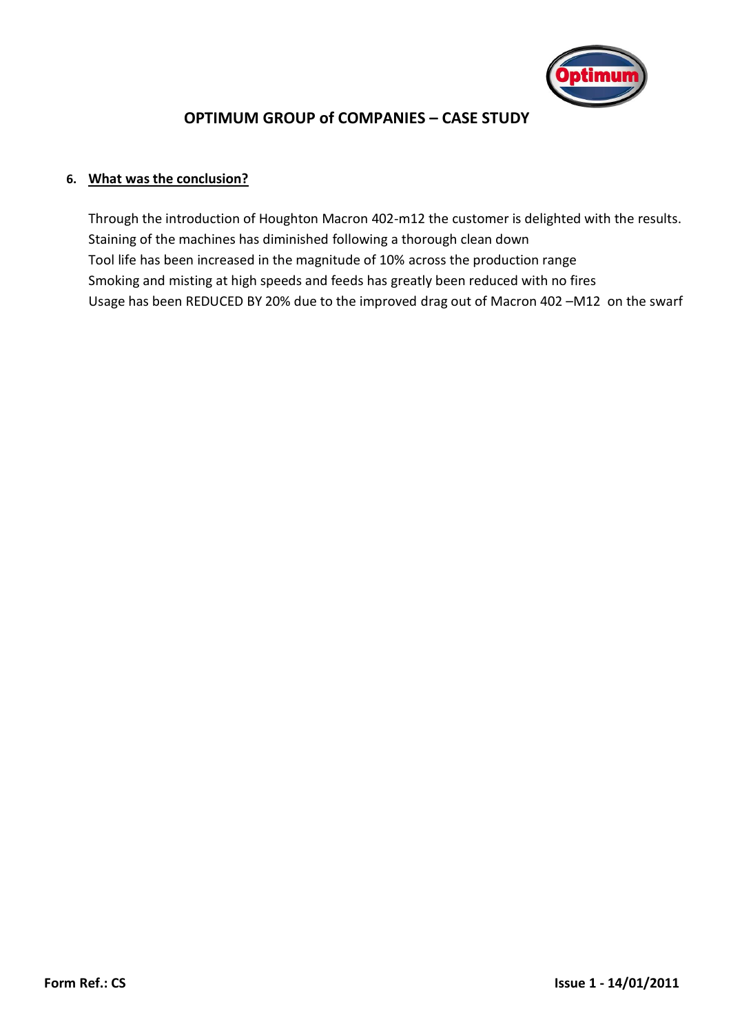## OPTIMUM GROUP of COMPANIES – CASE STUDY

6. **What was the conclusion?**

Through the introduction of Houghton Macron 402-m12 the customer is delighted with the results.
Staining of the machines has diminished following a thorough clean down
Tool life has been increased in the magnitude of 10% across the production range
Smoking and misting at high speeds and feeds has greatly been reduced with no fires
Usage has been REDUCED BY 20% due to the improved drag out of Macron 402 –M12 on the swarf

**Form Ref.: CS** **Issue 1 - 14/01/2011**